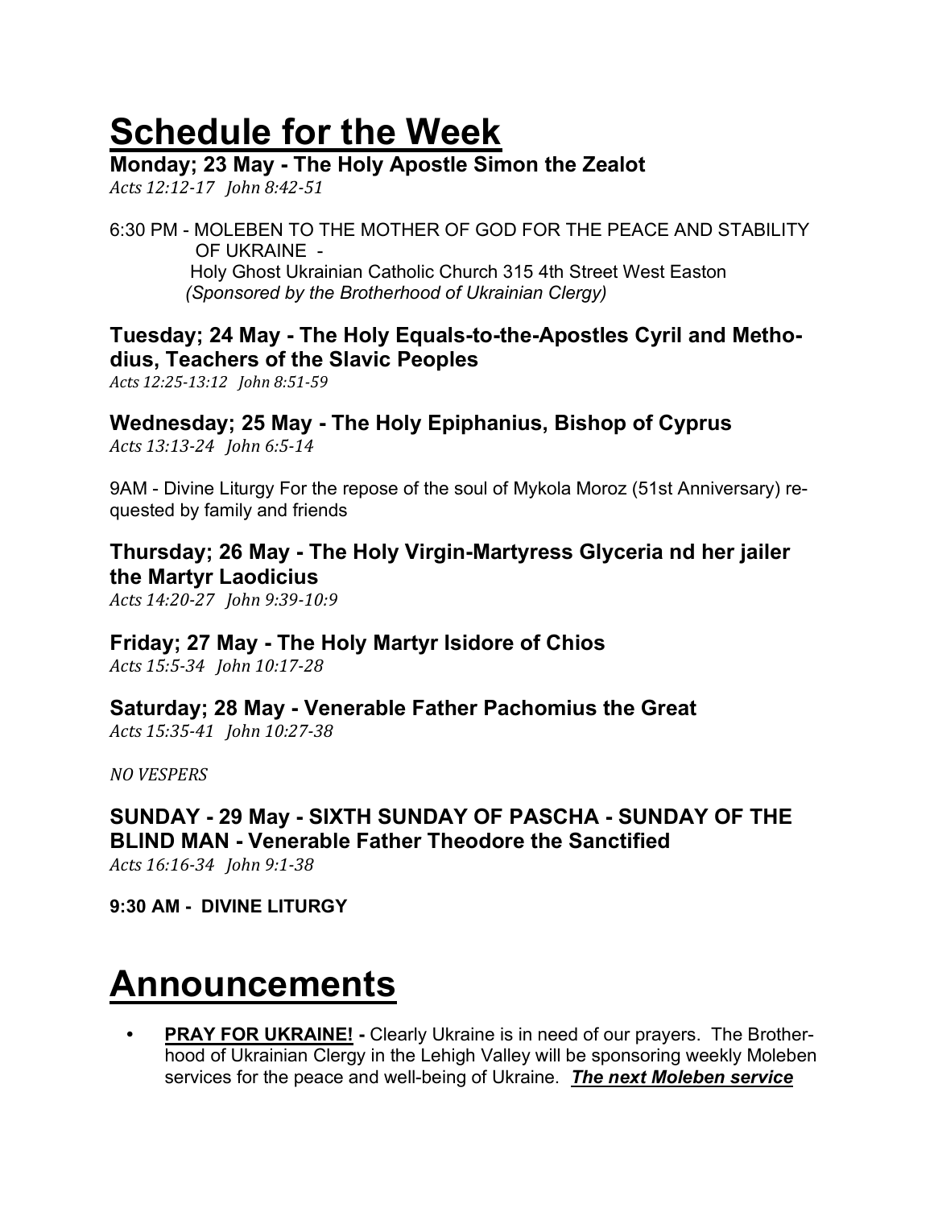# Schedule for the Week

### Monday; 23 May - The Holy Apostle Simon the Zealot

*Acts 12:12-17 John 8:42-51*

6:30 PM - MOLEBEN TO THE MOTHER OF GOD FOR THE PEACE AND STABILITY OF UKRAINE -
Holy Ghost Ukrainian Catholic Church 315 4th Street West Easton
*(Sponsored by the Brotherhood of Ukrainian Clergy)*

### Tuesday; 24 May - The Holy Equals-to-the-Apostles Cyril and Methodius, Teachers of the Slavic Peoples

*Acts 12:25-13:12 John 8:51-59*

### Wednesday; 25 May - The Holy Epiphanius, Bishop of Cyprus

*Acts 13:13-24 John 6:5-14*

9AM - Divine Liturgy For the repose of the soul of Mykola Moroz (51st Anniversary) requested by family and friends

### Thursday; 26 May - The Holy Virgin-Martyress Glyceria nd her jailer the Martyr Laodicius

*Acts 14:20-27 John 9:39-10:9*

### Friday; 27 May - The Holy Martyr Isidore of Chios

*Acts 15:5-34 John 10:17-28*

### Saturday; 28 May - Venerable Father Pachomius the Great

*Acts 15:35-41 John 10:27-38*

*NO VESPERS*

### SUNDAY - 29 May - SIXTH SUNDAY OF PASCHA - SUNDAY OF THE BLIND MAN - Venerable Father Theodore the Sanctified

*Acts 16:16-34 John 9:1-38*

**9:30 AM - DIVINE LITURGY**

# Announcements

- **PRAY FOR UKRAINE! -** Clearly Ukraine is in need of our prayers. The Brotherhood of Ukrainian Clergy in the Lehigh Valley will be sponsoring weekly Moleben services for the peace and well-being of Ukraine. ***The next Moleben service***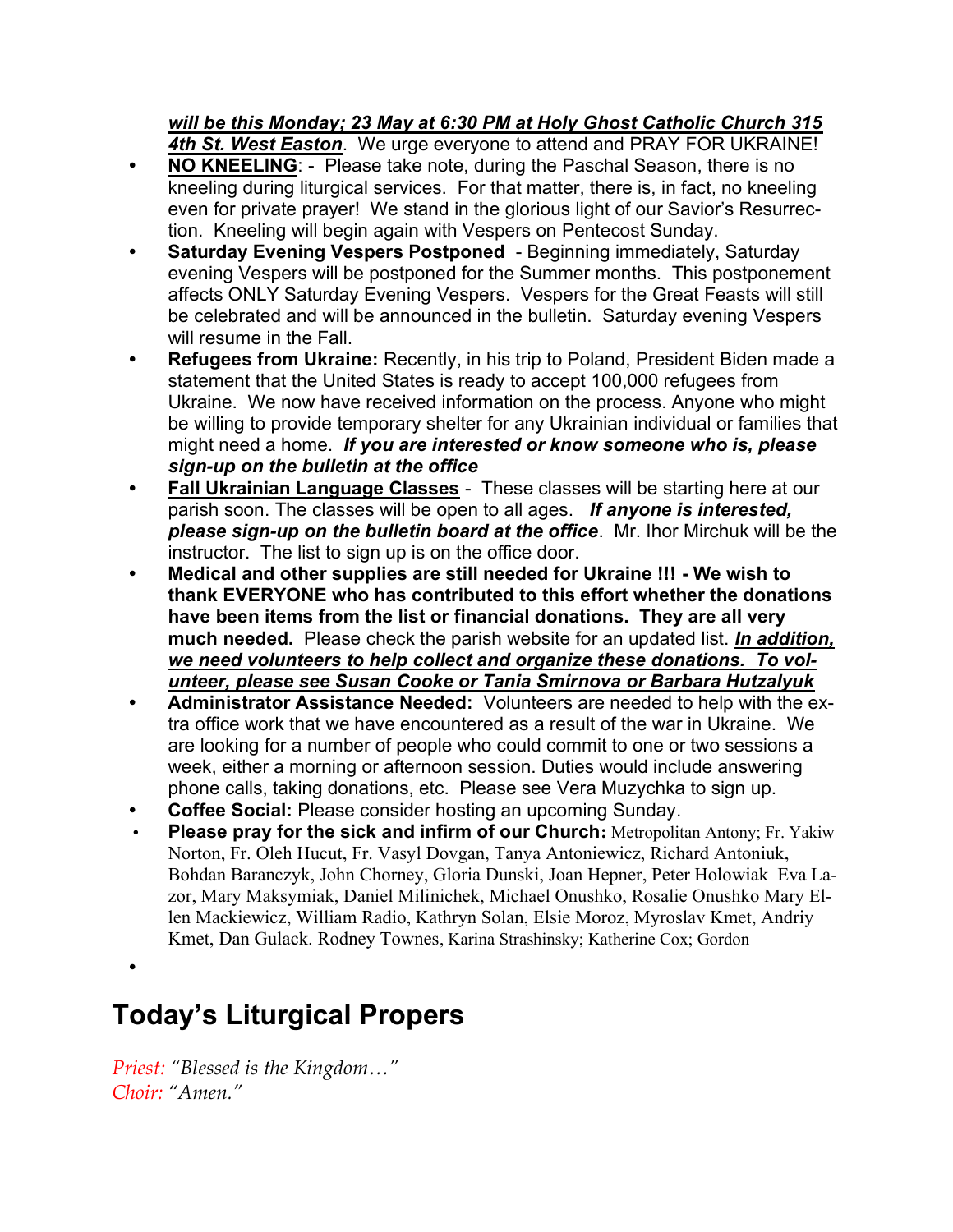***will be this Monday; 23 May at 6:30 PM at Holy Ghost Catholic Church 315 4th St. West Easton***. We urge everyone to attend and PRAY FOR UKRAINE!

- **NO KNEELING**: - Please take note, during the Paschal Season, there is no kneeling during liturgical services. For that matter, there is, in fact, no kneeling even for private prayer! We stand in the glorious light of our Savior's Resurrection. Kneeling will begin again with Vespers on Pentecost Sunday.
- **Saturday Evening Vespers Postponed** - Beginning immediately, Saturday evening Vespers will be postponed for the Summer months. This postponement affects ONLY Saturday Evening Vespers. Vespers for the Great Feasts will still be celebrated and will be announced in the bulletin. Saturday evening Vespers will resume in the Fall.
- **Refugees from Ukraine:** Recently, in his trip to Poland, President Biden made a statement that the United States is ready to accept 100,000 refugees from Ukraine. We now have received information on the process. Anyone who might be willing to provide temporary shelter for any Ukrainian individual or families that might need a home. ***If you are interested or know someone who is, please sign-up on the bulletin at the office***
- **Fall Ukrainian Language Classes** - These classes will be starting here at our parish soon. The classes will be open to all ages. ***If anyone is interested, please sign-up on the bulletin board at the office***. Mr. Ihor Mirchuk will be the instructor. The list to sign up is on the office door.
- **Medical and other supplies are still needed for Ukraine !!! - We wish to thank EVERYONE who has contributed to this effort whether the donations have been items from the list or financial donations. They are all very much needed.** Please check the parish website for an updated list. ***In addition, we need volunteers to help collect and organize these donations. To volunteer, please see Susan Cooke or Tania Smirnova or Barbara Hutzalyuk***
- **Administrator Assistance Needed:** Volunteers are needed to help with the extra office work that we have encountered as a result of the war in Ukraine. We are looking for a number of people who could commit to one or two sessions a week, either a morning or afternoon session. Duties would include answering phone calls, taking donations, etc. Please see Vera Muzychka to sign up.
- **Coffee Social:** Please consider hosting an upcoming Sunday.
- **Please pray for the sick and infirm of our Church:** Metropolitan Antony; Fr. Yakiw Norton, Fr. Oleh Hucut, Fr. Vasyl Dovgan, Tanya Antoniewicz, Richard Antoniuk, Bohdan Baranczyk, John Chorney, Gloria Dunski, Joan Hepner, Peter Holowiak Eva Lazor, Mary Maksymiak, Daniel Milinichek, Michael Onushko, Rosalie Onushko Mary Ellen Mackiewicz, William Radio, Kathryn Solan, Elsie Moroz, Myroslav Kmet, Andriy Kmet, Dan Gulack. Rodney Townes, Karina Strashinsky; Katherine Cox; Gordon

# Today's Liturgical Propers

*Priest: "Blessed is the Kingdom…"*
*Choir: "Amen."*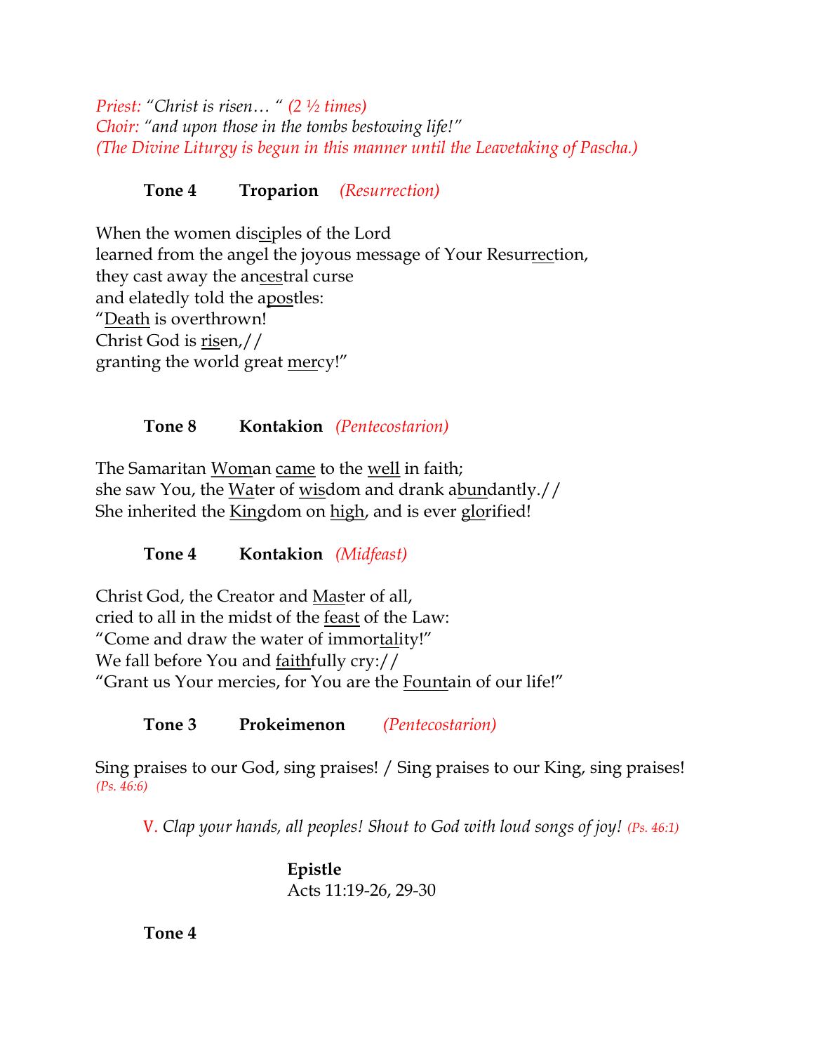*Priest: "Christ is risen… " (2 ½ times)*
*Choir: "and upon those in the tombs bestowing life!"*
*(The Divine Liturgy is begun in this manner until the Leavetaking of Pascha.)*

**Tone 4 Troparion** *(Resurrection)*

When the women dis<u>ci</u>ples of the Lord
learned from the angel the joyous message of Your Resur<u>rec</u>tion,
they cast away the an<u>ces</u>tral curse
and elatedly told the a<u>pos</u>tles:
"<u>Death</u> is overthrown!
Christ God is <u>ris</u>en,//
granting the world great <u>mer</u>cy!"

**Tone 8 Kontakion** *(Pentecostarion)*

The Samaritan <u>Wom</u>an <u>came</u> to the <u>well</u> in faith;
she saw You, the <u>Wa</u>ter of <u>wis</u>dom and drank a<u>bun</u>dantly.//
She inherited the <u>King</u>dom on <u>high</u>, and is ever <u>glo</u>rified!

**Tone 4 Kontakion** *(Midfeast)*

Christ God, the Creator and <u>Mas</u>ter of all,
cried to all in the midst of the <u>feast</u> of the Law:
"Come and draw the water of immor<u>tal</u>ity!"
We fall before You and <u>faith</u>fully cry://
"Grant us Your mercies, for You are the <u>Fount</u>ain of our life!"

**Tone 3 Prokeimenon** *(Pentecostarion)*

Sing praises to our God, sing praises! / Sing praises to our King, sing praises! *(Ps. 46:6)*

V. *Clap your hands, all peoples! Shout to God with loud songs of joy! (Ps. 46:1)*

**Epistle**
Acts 11:19-26, 29-30

**Tone 4**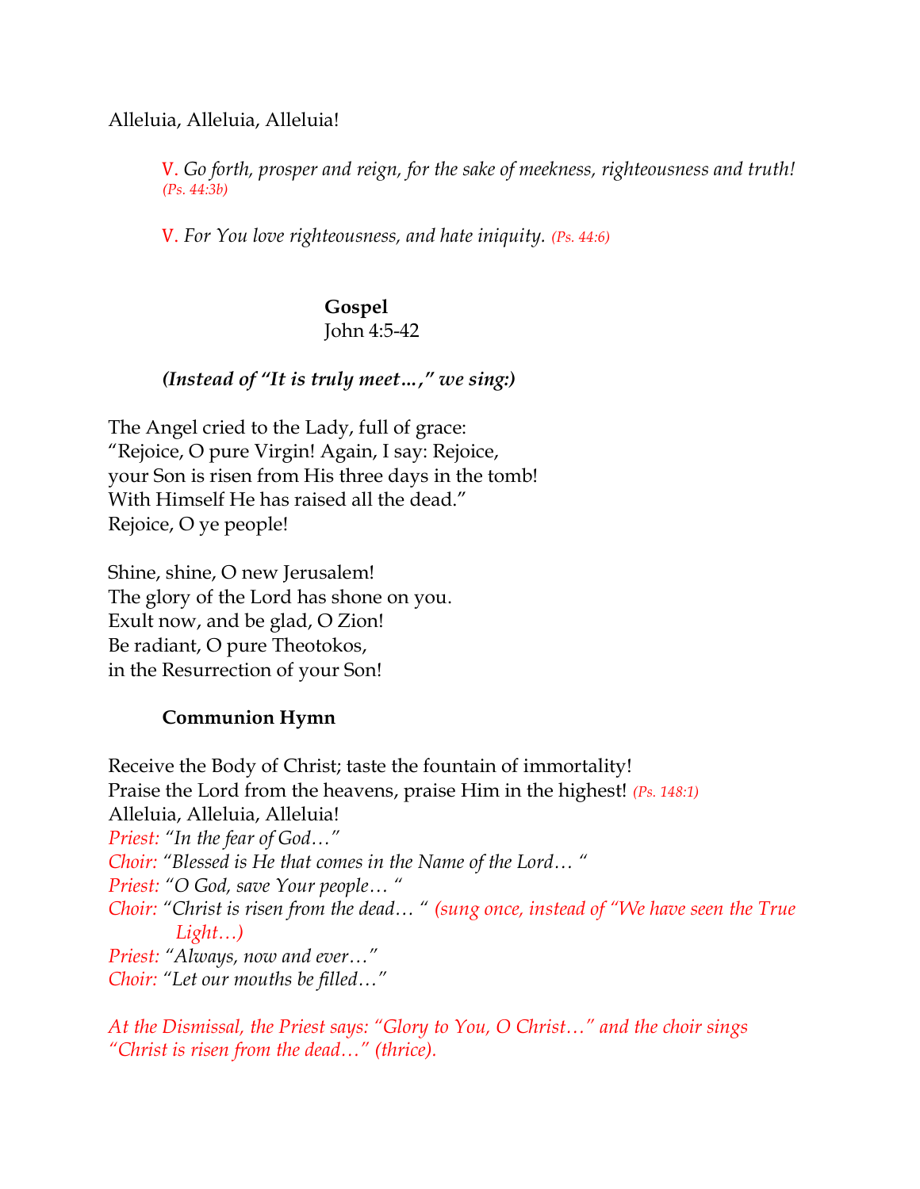Alleluia, Alleluia, Alleluia!

> V. *Go forth, prosper and reign, for the sake of meekness, righteousness and truth!* *(Ps. 44:3b)*
>
> V. *For You love righteousness, and hate iniquity.* *(Ps. 44:6)*

**Gospel**
John 4:5-42

***(Instead of "It is truly meet…," we sing:)***

The Angel cried to the Lady, full of grace:
"Rejoice, O pure Virgin! Again, I say: Rejoice,
your Son is risen from His three days in the tomb!
With Himself He has raised all the dead."
Rejoice, O ye people!

Shine, shine, O new Jerusalem!
The glory of the Lord has shone on you.
Exult now, and be glad, O Zion!
Be radiant, O pure Theotokos,
in the Resurrection of your Son!

**Communion Hymn**

Receive the Body of Christ; taste the fountain of immortality!
Praise the Lord from the heavens, praise Him in the highest! *(Ps. 148:1)*
Alleluia, Alleluia, Alleluia!
*Priest:* *"In the fear of God…"*
*Choir:* *"Blessed is He that comes in the Name of the Lord… "*
*Priest:* *"O God, save Your people… "*
*Choir:* *"Christ is risen from the dead… "* *(sung once, instead of "We have seen the True Light…)*
*Priest:* *"Always, now and ever…"*
*Choir:* *"Let our mouths be filled…"*

*At the Dismissal, the Priest says: "Glory to You, O Christ…" and the choir sings "Christ is risen from the dead…" (thrice).*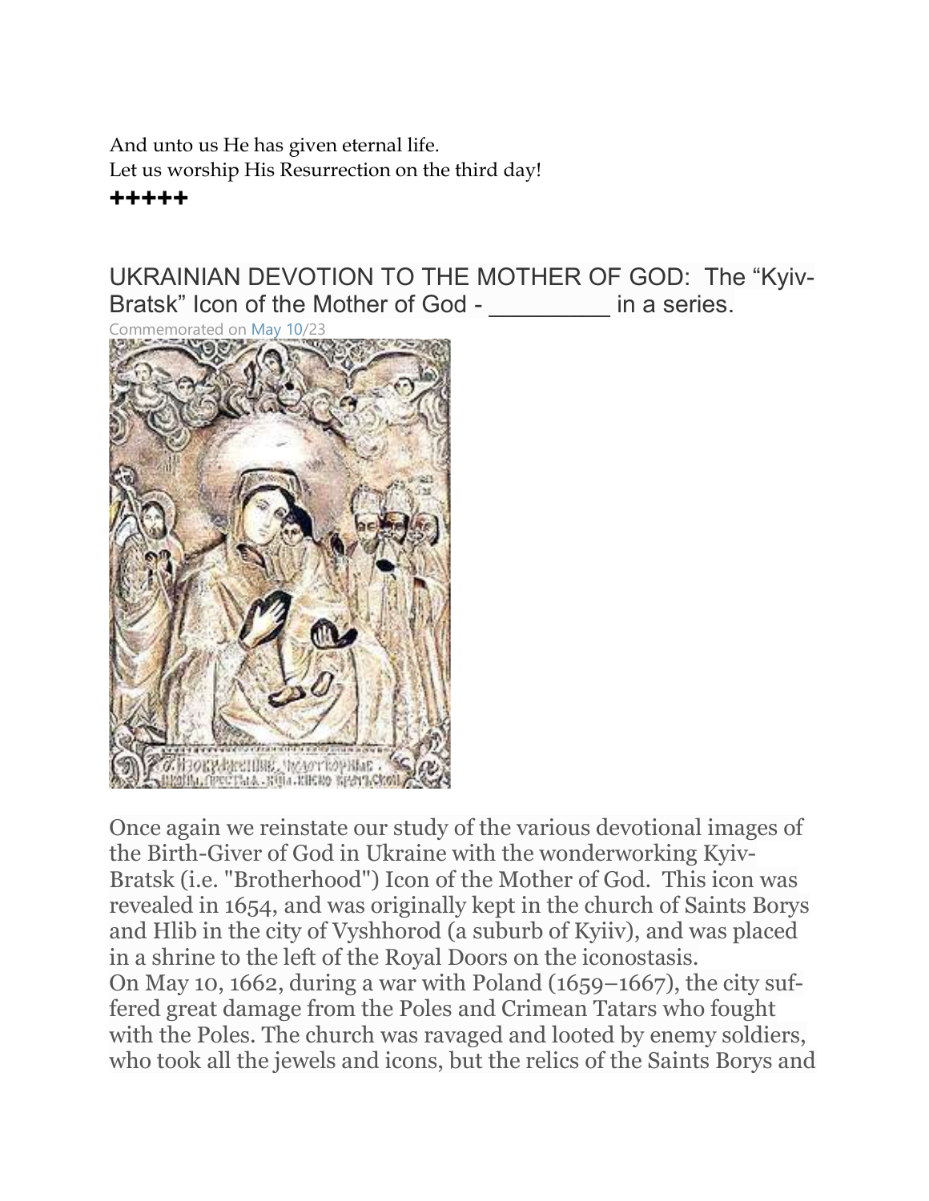And unto us He has given eternal life.
Let us worship His Resurrection on the third day!
**+++++**

## UKRAINIAN DEVOTION TO THE MOTHER OF GOD: The "Kyiv-Bratsk" Icon of the Mother of God - _________ in a series.

Commemorated on May 10/23

Once again we reinstate our study of the various devotional images of the Birth-Giver of God in Ukraine with the wonderworking Kyiv-Bratsk (i.e. "Brotherhood") Icon of the Mother of God. This icon was revealed in 1654, and was originally kept in the church of Saints Borys and Hlib in the city of Vyshhorod (a suburb of Kyiiv), and was placed in a shrine to the left of the Royal Doors on the iconostasis.
On May 10, 1662, during a war with Poland (1659–1667), the city suffered great damage from the Poles and Crimean Tatars who fought with the Poles. The church was ravaged and looted by enemy soldiers, who took all the jewels and icons, but the relics of the Saints Borys and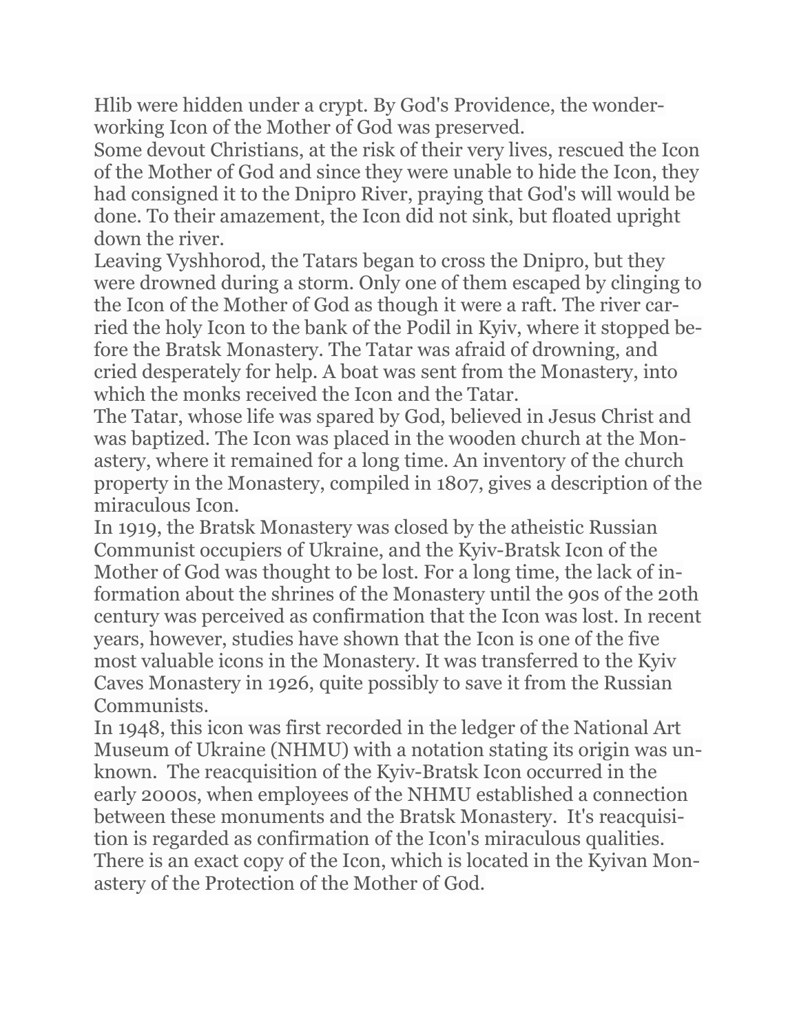Hlib were hidden under a crypt. By God's Providence, the wonder-working Icon of the Mother of God was preserved.

Some devout Christians, at the risk of their very lives, rescued the Icon of the Mother of God and since they were unable to hide the Icon, they had consigned it to the Dnipro River, praying that God's will would be done. To their amazement, the Icon did not sink, but floated upright down the river.

Leaving Vyshhorod, the Tatars began to cross the Dnipro, but they were drowned during a storm. Only one of them escaped by clinging to the Icon of the Mother of God as though it were a raft. The river carried the holy Icon to the bank of the Podil in Kyiv, where it stopped before the Bratsk Monastery. The Tatar was afraid of drowning, and cried desperately for help. A boat was sent from the Monastery, into which the monks received the Icon and the Tatar.

The Tatar, whose life was spared by God, believed in Jesus Christ and was baptized. The Icon was placed in the wooden church at the Monastery, where it remained for a long time. An inventory of the church property in the Monastery, compiled in 1807, gives a description of the miraculous Icon.

In 1919, the Bratsk Monastery was closed by the atheistic Russian Communist occupiers of Ukraine, and the Kyiv-Bratsk Icon of the Mother of God was thought to be lost. For a long time, the lack of information about the shrines of the Monastery until the 90s of the 20th century was perceived as confirmation that the Icon was lost. In recent years, however, studies have shown that the Icon is one of the five most valuable icons in the Monastery. It was transferred to the Kyiv Caves Monastery in 1926, quite possibly to save it from the Russian Communists.

In 1948, this icon was first recorded in the ledger of the National Art Museum of Ukraine (NHMU) with a notation stating its origin was unknown. The reacquisition of the Kyiv-Bratsk Icon occurred in the early 2000s, when employees of the NHMU established a connection between these monuments and the Bratsk Monastery. It's reacquisition is regarded as confirmation of the Icon's miraculous qualities. There is an exact copy of the Icon, which is located in the Kyivan Monastery of the Protection of the Mother of God.